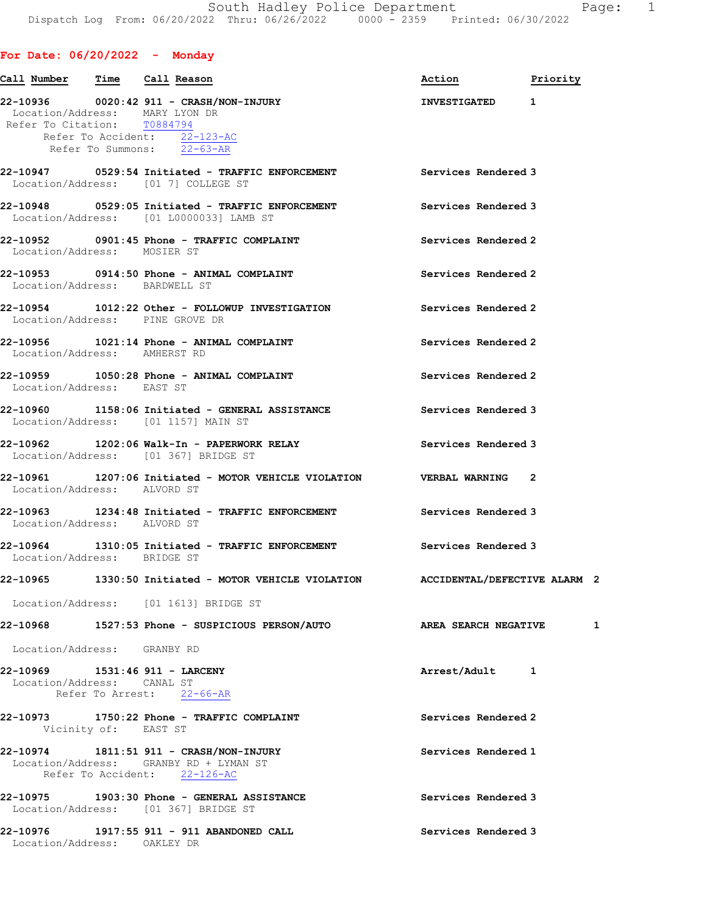South Hadley Police Department
Dispatch Log From: 06/20/2022 Thru: 06/26/2022 0000 - 2359 Printed: 06/30/2022

## For Date: 06/20/2022 - Monday

| Call Number | Time | Call Reason | Action | Priority |
|---|---|---|---|---|
| 22-10936 | 0020:42 | 911 - CRASH/NON-INJURY | INVESTIGATED | 1 |

Location/Address: MARY LYON DR
Refer To Citation: T0884794
Refer To Accident: 22-123-AC
Refer To Summons: 22-63-AR

| Call Number | Time | Call Reason | Action | Priority |
|---|---|---|---|---|
| 22-10947 | 0529:54 | Initiated - TRAFFIC ENFORCEMENT | Services Rendered | 3 |

Location/Address: [01 7] COLLEGE ST

| Call Number | Time | Call Reason | Action | Priority |
|---|---|---|---|---|
| 22-10948 | 0529:05 | Initiated - TRAFFIC ENFORCEMENT | Services Rendered | 3 |

Location/Address: [01 L0000033] LAMB ST

| Call Number | Time | Call Reason | Action | Priority |
|---|---|---|---|---|
| 22-10952 | 0901:45 | Phone - TRAFFIC COMPLAINT | Services Rendered | 2 |

Location/Address: MOSIER ST

| Call Number | Time | Call Reason | Action | Priority |
|---|---|---|---|---|
| 22-10953 | 0914:50 | Phone - ANIMAL COMPLAINT | Services Rendered | 2 |

Location/Address: BARDWELL ST

| Call Number | Time | Call Reason | Action | Priority |
|---|---|---|---|---|
| 22-10954 | 1012:22 | Other - FOLLOWUP INVESTIGATION | Services Rendered | 2 |

Location/Address: PINE GROVE DR

| Call Number | Time | Call Reason | Action | Priority |
|---|---|---|---|---|
| 22-10956 | 1021:14 | Phone - ANIMAL COMPLAINT | Services Rendered | 2 |

Location/Address: AMHERST RD

| Call Number | Time | Call Reason | Action | Priority |
|---|---|---|---|---|
| 22-10959 | 1050:28 | Phone - ANIMAL COMPLAINT | Services Rendered | 2 |

Location/Address: EAST ST

| Call Number | Time | Call Reason | Action | Priority |
|---|---|---|---|---|
| 22-10960 | 1158:06 | Initiated - GENERAL ASSISTANCE | Services Rendered | 3 |

Location/Address: [01 1157] MAIN ST

| Call Number | Time | Call Reason | Action | Priority |
|---|---|---|---|---|
| 22-10962 | 1202:06 | Walk-In - PAPERWORK RELAY | Services Rendered | 3 |

Location/Address: [01 367] BRIDGE ST

| Call Number | Time | Call Reason | Action | Priority |
|---|---|---|---|---|
| 22-10961 | 1207:06 | Initiated - MOTOR VEHICLE VIOLATION | VERBAL WARNING | 2 |

Location/Address: ALVORD ST

| Call Number | Time | Call Reason | Action | Priority |
|---|---|---|---|---|
| 22-10963 | 1234:48 | Initiated - TRAFFIC ENFORCEMENT | Services Rendered | 3 |

Location/Address: ALVORD ST

| Call Number | Time | Call Reason | Action | Priority |
|---|---|---|---|---|
| 22-10964 | 1310:05 | Initiated - TRAFFIC ENFORCEMENT | Services Rendered | 3 |

Location/Address: BRIDGE ST

| Call Number | Time | Call Reason | Action | Priority |
|---|---|---|---|---|
| 22-10965 | 1330:50 | Initiated - MOTOR VEHICLE VIOLATION | ACCIDENTAL/DEFECTIVE ALARM | 2 |

Location/Address: [01 1613] BRIDGE ST

| Call Number | Time | Call Reason | Action | Priority |
|---|---|---|---|---|
| 22-10968 | 1527:53 | Phone - SUSPICIOUS PERSON/AUTO | AREA SEARCH NEGATIVE | 1 |

Location/Address: GRANBY RD

| Call Number | Time | Call Reason | Action | Priority |
|---|---|---|---|---|
| 22-10969 | 1531:46 | 911 - LARCENY | Arrest/Adult | 1 |

Location/Address: CANAL ST
Refer To Arrest: 22-66-AR

| Call Number | Time | Call Reason | Action | Priority |
|---|---|---|---|---|
| 22-10973 | 1750:22 | Phone - TRAFFIC COMPLAINT | Services Rendered | 2 |

Vicinity of: EAST ST

| Call Number | Time | Call Reason | Action | Priority |
|---|---|---|---|---|
| 22-10974 | 1811:51 | 911 - CRASH/NON-INJURY | Services Rendered | 1 |

Location/Address: GRANBY RD + LYMAN ST
Refer To Accident: 22-126-AC

| Call Number | Time | Call Reason | Action | Priority |
|---|---|---|---|---|
| 22-10975 | 1903:30 | Phone - GENERAL ASSISTANCE | Services Rendered | 3 |

Location/Address: [01 367] BRIDGE ST

| Call Number | Time | Call Reason | Action | Priority |
|---|---|---|---|---|
| 22-10976 | 1917:55 | 911 - 911 ABANDONED CALL | Services Rendered | 3 |

Location/Address: OAKLEY DR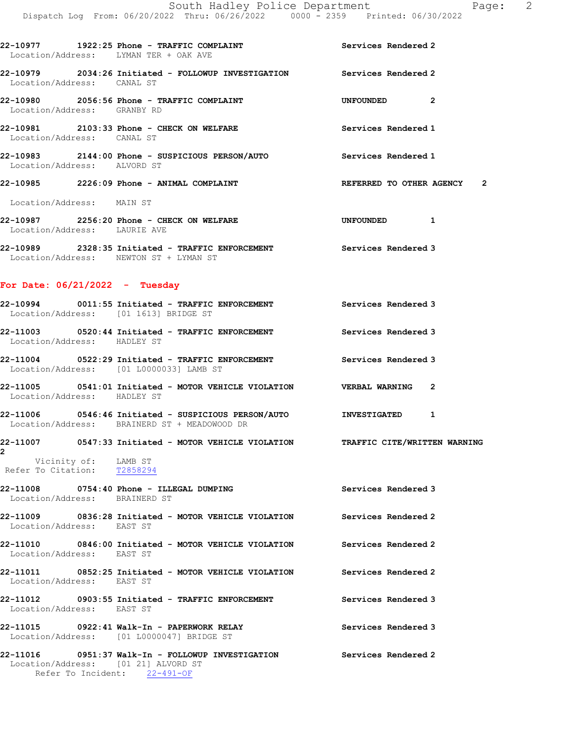22-10977 1922:25 Phone - TRAFFIC COMPLAINT Services Rendered 2
Location/Address: LYMAN TER + OAK AVE

22-10979 2034:26 Initiated - FOLLOWUP INVESTIGATION Services Rendered 2
Location/Address: CANAL ST

22-10980 2056:56 Phone - TRAFFIC COMPLAINT UNFOUNDED 2
Location/Address: GRANBY RD

22-10981 2103:33 Phone - CHECK ON WELFARE Services Rendered 1
Location/Address: CANAL ST

22-10983 2144:00 Phone - SUSPICIOUS PERSON/AUTO Services Rendered 1
Location/Address: ALVORD ST

22-10985 2226:09 Phone - ANIMAL COMPLAINT REFERRED TO OTHER AGENCY 2

Location/Address: MAIN ST

22-10987 2256:20 Phone - CHECK ON WELFARE UNFOUNDED 1
Location/Address: LAURIE AVE

22-10989 2328:35 Initiated - TRAFFIC ENFORCEMENT Services Rendered 3
Location/Address: NEWTON ST + LYMAN ST

## For Date: 06/21/2022 - Tuesday

22-10994 0011:55 Initiated - TRAFFIC ENFORCEMENT Services Rendered 3
Location/Address: [01 1613] BRIDGE ST

22-11003 0520:44 Initiated - TRAFFIC ENFORCEMENT Services Rendered 3
Location/Address: HADLEY ST

22-11004 0522:29 Initiated - TRAFFIC ENFORCEMENT Services Rendered 3
Location/Address: [01 L0000033] LAMB ST

22-11005 0541:01 Initiated - MOTOR VEHICLE VIOLATION VERBAL WARNING 2
Location/Address: HADLEY ST

22-11006 0546:46 Initiated - SUSPICIOUS PERSON/AUTO INVESTIGATED 1
Location/Address: BRAINERD ST + MEADOWOOD DR

22-11007 0547:33 Initiated - MOTOR VEHICLE VIOLATION TRAFFIC CITE/WRITTEN WARNING
2
Vicinity of: LAMB ST
Refer To Citation: T2858294

22-11008 0754:40 Phone - ILLEGAL DUMPING Services Rendered 3
Location/Address: BRAINERD ST

22-11009 0836:28 Initiated - MOTOR VEHICLE VIOLATION Services Rendered 2
Location/Address: EAST ST

22-11010 0846:00 Initiated - MOTOR VEHICLE VIOLATION Services Rendered 2
Location/Address: EAST ST

22-11011 0852:25 Initiated - MOTOR VEHICLE VIOLATION Services Rendered 2
Location/Address: EAST ST

22-11012 0903:55 Initiated - TRAFFIC ENFORCEMENT Services Rendered 3
Location/Address: EAST ST

22-11015 0922:41 Walk-In - PAPERWORK RELAY Services Rendered 3
Location/Address: [01 L0000047] BRIDGE ST

22-11016 0951:37 Walk-In - FOLLOWUP INVESTIGATION Services Rendered 2
Location/Address: [01 21] ALVORD ST
Refer To Incident: 22-491-OF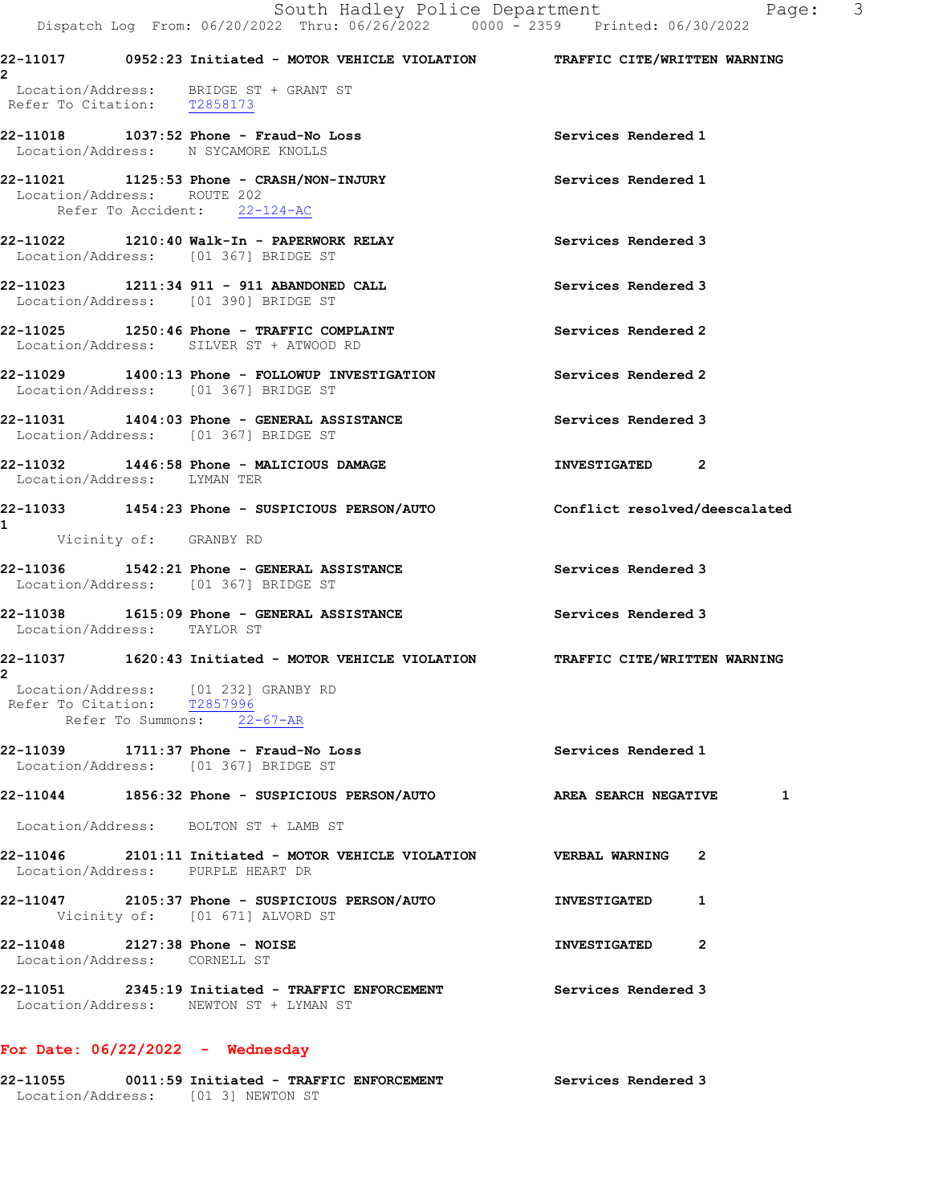22-11017 0952:23 Initiated - MOTOR VEHICLE VIOLATION TRAFFIC CITE/WRITTEN WARNING 2
Location/Address: BRIDGE ST + GRANT ST
Refer To Citation: T2858173

22-11018 1037:52 Phone - Fraud-No Loss Services Rendered 1
Location/Address: N SYCAMORE KNOLLS

22-11021 1125:53 Phone - CRASH/NON-INJURY Services Rendered 1
Location/Address: ROUTE 202
Refer To Accident: 22-124-AC

22-11022 1210:40 Walk-In - PAPERWORK RELAY Services Rendered 3
Location/Address: [01 367] BRIDGE ST

22-11023 1211:34 911 - 911 ABANDONED CALL Services Rendered 3
Location/Address: [01 390] BRIDGE ST

22-11025 1250:46 Phone - TRAFFIC COMPLAINT Services Rendered 2
Location/Address: SILVER ST + ATWOOD RD

22-11029 1400:13 Phone - FOLLOWUP INVESTIGATION Services Rendered 2
Location/Address: [01 367] BRIDGE ST

22-11031 1404:03 Phone - GENERAL ASSISTANCE Services Rendered 3
Location/Address: [01 367] BRIDGE ST

22-11032 1446:58 Phone - MALICIOUS DAMAGE INVESTIGATED 2
Location/Address: LYMAN TER

22-11033 1454:23 Phone - SUSPICIOUS PERSON/AUTO Conflict resolved/deescalated 1
Vicinity of: GRANBY RD

22-11036 1542:21 Phone - GENERAL ASSISTANCE Services Rendered 3
Location/Address: [01 367] BRIDGE ST

22-11038 1615:09 Phone - GENERAL ASSISTANCE Services Rendered 3
Location/Address: TAYLOR ST

22-11037 1620:43 Initiated - MOTOR VEHICLE VIOLATION TRAFFIC CITE/WRITTEN WARNING 2
Location/Address: [01 232] GRANBY RD
Refer To Citation: T2857996
Refer To Summons: 22-67-AR

22-11039 1711:37 Phone - Fraud-No Loss Services Rendered 1
Location/Address: [01 367] BRIDGE ST

22-11044 1856:32 Phone - SUSPICIOUS PERSON/AUTO AREA SEARCH NEGATIVE 1
Location/Address: BOLTON ST + LAMB ST

22-11046 2101:11 Initiated - MOTOR VEHICLE VIOLATION VERBAL WARNING 2
Location/Address: PURPLE HEART DR

22-11047 2105:37 Phone - SUSPICIOUS PERSON/AUTO INVESTIGATED 1
Vicinity of: [01 671] ALVORD ST

22-11048 2127:38 Phone - NOISE INVESTIGATED 2
Location/Address: CORNELL ST

22-11051 2345:19 Initiated - TRAFFIC ENFORCEMENT Services Rendered 3
Location/Address: NEWTON ST + LYMAN ST

**For Date: 06/22/2022 - Wednesday**

22-11055 0011:59 Initiated - TRAFFIC ENFORCEMENT Services Rendered 3
Location/Address: [01 3] NEWTON ST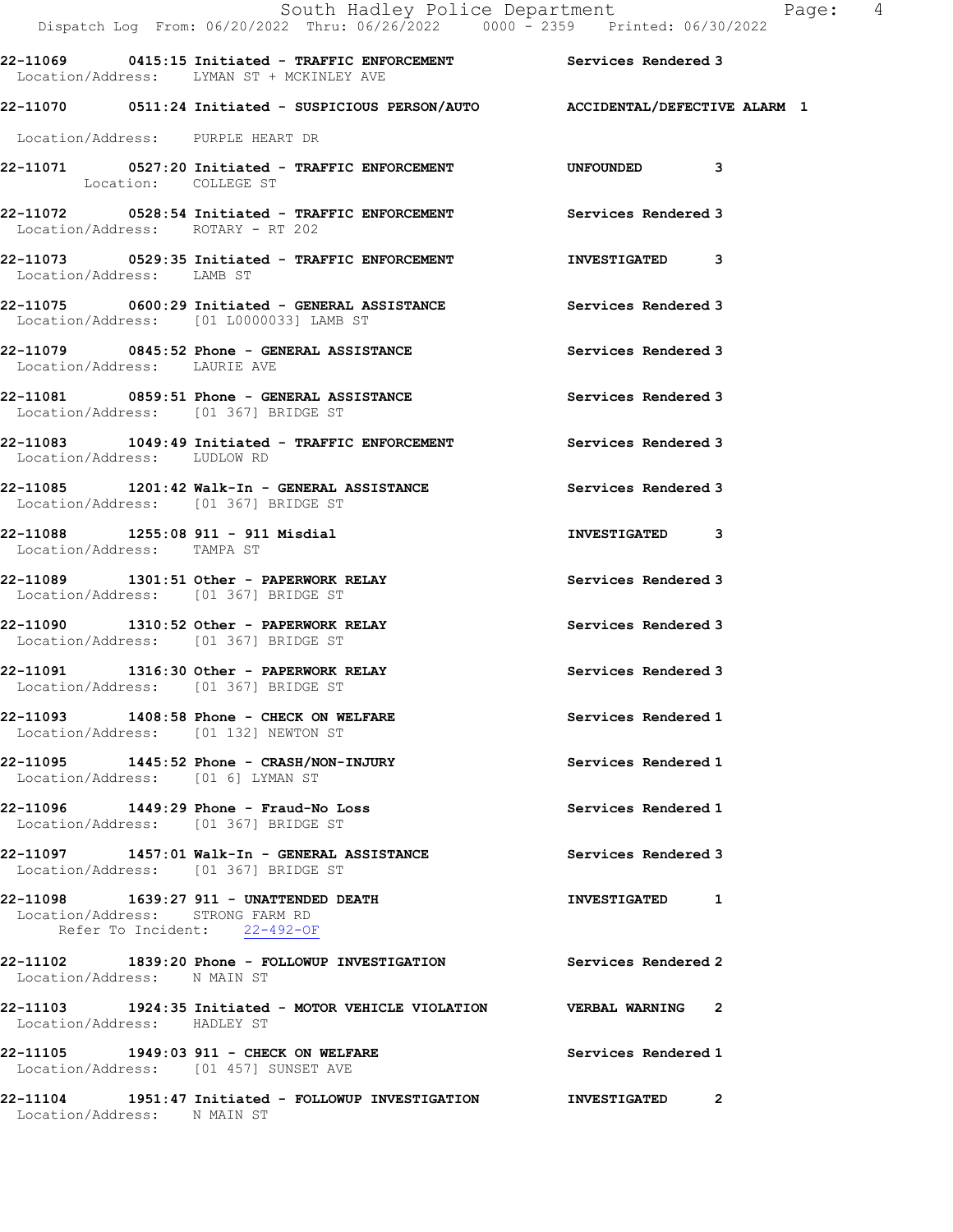22-11069 0415:15 Initiated - TRAFFIC ENFORCEMENT Services Rendered 3
Location/Address: LYMAN ST + MCKINLEY AVE

22-11070 0511:24 Initiated - SUSPICIOUS PERSON/AUTO ACCIDENTAL/DEFECTIVE ALARM 1
Location/Address: PURPLE HEART DR

22-11071 0527:20 Initiated - TRAFFIC ENFORCEMENT UNFOUNDED 3
Location: COLLEGE ST

22-11072 0528:54 Initiated - TRAFFIC ENFORCEMENT Services Rendered 3
Location/Address: ROTARY - RT 202

22-11073 0529:35 Initiated - TRAFFIC ENFORCEMENT INVESTIGATED 3
Location/Address: LAMB ST

22-11075 0600:29 Initiated - GENERAL ASSISTANCE Services Rendered 3
Location/Address: [01 L0000033] LAMB ST

22-11079 0845:52 Phone - GENERAL ASSISTANCE Services Rendered 3
Location/Address: LAURIE AVE

22-11081 0859:51 Phone - GENERAL ASSISTANCE Services Rendered 3
Location/Address: [01 367] BRIDGE ST

22-11083 1049:49 Initiated - TRAFFIC ENFORCEMENT Services Rendered 3
Location/Address: LUDLOW RD

22-11085 1201:42 Walk-In - GENERAL ASSISTANCE Services Rendered 3
Location/Address: [01 367] BRIDGE ST

22-11088 1255:08 911 - 911 Misdial INVESTIGATED 3
Location/Address: TAMPA ST

22-11089 1301:51 Other - PAPERWORK RELAY Services Rendered 3
Location/Address: [01 367] BRIDGE ST

22-11090 1310:52 Other - PAPERWORK RELAY Services Rendered 3
Location/Address: [01 367] BRIDGE ST

22-11091 1316:30 Other - PAPERWORK RELAY Services Rendered 3
Location/Address: [01 367] BRIDGE ST

22-11093 1408:58 Phone - CHECK ON WELFARE Services Rendered 1
Location/Address: [01 132] NEWTON ST

22-11095 1445:52 Phone - CRASH/NON-INJURY Services Rendered 1
Location/Address: [01 6] LYMAN ST

22-11096 1449:29 Phone - Fraud-No Loss Services Rendered 1
Location/Address: [01 367] BRIDGE ST

22-11097 1457:01 Walk-In - GENERAL ASSISTANCE Services Rendered 3
Location/Address: [01 367] BRIDGE ST

22-11098 1639:27 911 - UNATTENDED DEATH INVESTIGATED 1
Location/Address: STRONG FARM RD
Refer To Incident: 22-492-OF

22-11102 1839:20 Phone - FOLLOWUP INVESTIGATION Services Rendered 2
Location/Address: N MAIN ST

22-11103 1924:35 Initiated - MOTOR VEHICLE VIOLATION VERBAL WARNING 2
Location/Address: HADLEY ST

22-11105 1949:03 911 - CHECK ON WELFARE Services Rendered 1
Location/Address: [01 457] SUNSET AVE

22-11104 1951:47 Initiated - FOLLOWUP INVESTIGATION INVESTIGATED 2
Location/Address: N MAIN ST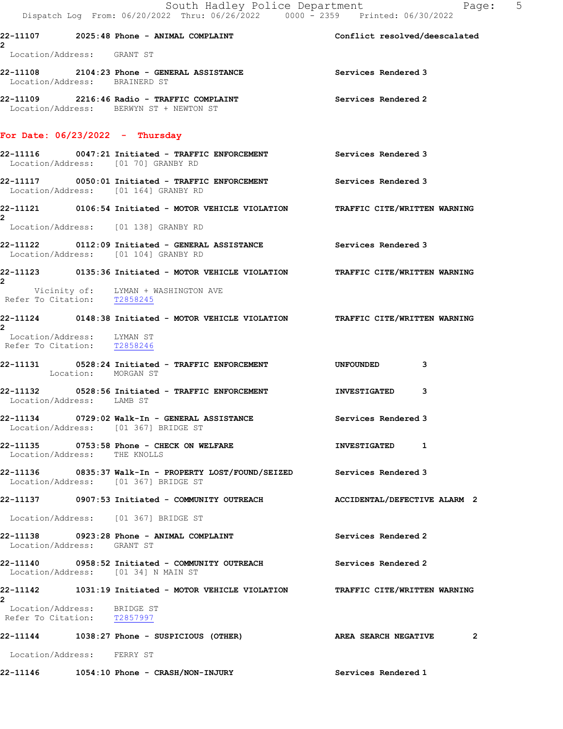22-11107 2025:48 Phone - ANIMAL COMPLAINT — Conflict resolved/deescalated 2
Location/Address: GRANT ST

22-11108 2104:23 Phone - GENERAL ASSISTANCE — Services Rendered 3
Location/Address: BRAINERD ST

22-11109 2216:46 Radio - TRAFFIC COMPLAINT — Services Rendered 2
Location/Address: BERWYN ST + NEWTON ST

## For Date: 06/23/2022 - Thursday

22-11116 0047:21 Initiated - TRAFFIC ENFORCEMENT — Services Rendered 3
Location/Address: [01 70] GRANBY RD

22-11117 0050:01 Initiated - TRAFFIC ENFORCEMENT — Services Rendered 3
Location/Address: [01 164] GRANBY RD

22-11121 0106:54 Initiated - MOTOR VEHICLE VIOLATION — TRAFFIC CITE/WRITTEN WARNING 2
Location/Address: [01 138] GRANBY RD

22-11122 0112:09 Initiated - GENERAL ASSISTANCE — Services Rendered 3
Location/Address: [01 104] GRANBY RD

22-11123 0135:36 Initiated - MOTOR VEHICLE VIOLATION — TRAFFIC CITE/WRITTEN WARNING 2
Vicinity of: LYMAN + WASHINGTON AVE
Refer To Citation: T2858245

22-11124 0148:38 Initiated - MOTOR VEHICLE VIOLATION — TRAFFIC CITE/WRITTEN WARNING 2
Location/Address: LYMAN ST
Refer To Citation: T2858246

22-11131 0528:24 Initiated - TRAFFIC ENFORCEMENT — UNFOUNDED 3
Location: MORGAN ST

22-11132 0528:56 Initiated - TRAFFIC ENFORCEMENT — INVESTIGATED 3
Location/Address: LAMB ST

22-11134 0729:02 Walk-In - GENERAL ASSISTANCE — Services Rendered 3
Location/Address: [01 367] BRIDGE ST

22-11135 0753:58 Phone - CHECK ON WELFARE — INVESTIGATED 1
Location/Address: THE KNOLLS

22-11136 0835:37 Walk-In - PROPERTY LOST/FOUND/SEIZED — Services Rendered 3
Location/Address: [01 367] BRIDGE ST

22-11137 0907:53 Initiated - COMMUNITY OUTREACH — ACCIDENTAL/DEFECTIVE ALARM 2
Location/Address: [01 367] BRIDGE ST

22-11138 0923:28 Phone - ANIMAL COMPLAINT — Services Rendered 2
Location/Address: GRANT ST

22-11140 0958:52 Initiated - COMMUNITY OUTREACH — Services Rendered 2
Location/Address: [01 34] N MAIN ST

22-11142 1031:19 Initiated - MOTOR VEHICLE VIOLATION — TRAFFIC CITE/WRITTEN WARNING 2
Location/Address: BRIDGE ST
Refer To Citation: T2857997

22-11144 1038:27 Phone - SUSPICIOUS (OTHER) — AREA SEARCH NEGATIVE 2
Location/Address: FERRY ST

22-11146 1054:10 Phone - CRASH/NON-INJURY — Services Rendered 1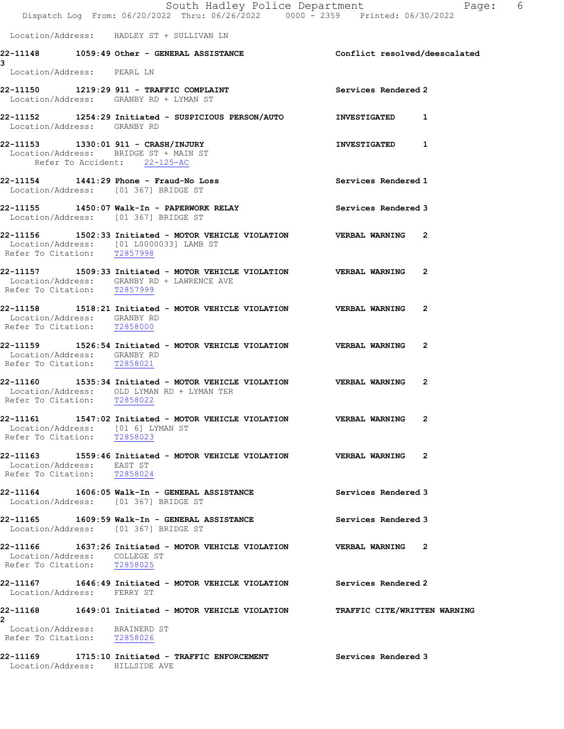Location/Address: HADLEY ST + SULLIVAN LN

**22-11148 1059:49 Other - GENERAL ASSISTANCE** Conflict resolved/deescalated 3
Location/Address: PEARL LN

**22-11150 1219:29 911 - TRAFFIC COMPLAINT** Services Rendered 2
Location/Address: GRANBY RD + LYMAN ST

**22-11152 1254:29 Initiated - SUSPICIOUS PERSON/AUTO** INVESTIGATED 1
Location/Address: GRANBY RD

**22-11153 1330:01 911 - CRASH/INJURY** INVESTIGATED 1
Location/Address: BRIDGE ST + MAIN ST
Refer To Accident: 22-125-AC

**22-11154 1441:29 Phone - Fraud-No Loss** Services Rendered 1
Location/Address: [01 367] BRIDGE ST

**22-11155 1450:07 Walk-In - PAPERWORK RELAY** Services Rendered 3
Location/Address: [01 367] BRIDGE ST

**22-11156 1502:33 Initiated - MOTOR VEHICLE VIOLATION** VERBAL WARNING 2
Location/Address: [01 L0000033] LAMB ST
Refer To Citation: T2857998

**22-11157 1509:33 Initiated - MOTOR VEHICLE VIOLATION** VERBAL WARNING 2
Location/Address: GRANBY RD + LAWRENCE AVE
Refer To Citation: T2857999

**22-11158 1518:21 Initiated - MOTOR VEHICLE VIOLATION** VERBAL WARNING 2
Location/Address: GRANBY RD
Refer To Citation: T2858000

**22-11159 1526:54 Initiated - MOTOR VEHICLE VIOLATION** VERBAL WARNING 2
Location/Address: GRANBY RD
Refer To Citation: T2858021

**22-11160 1535:34 Initiated - MOTOR VEHICLE VIOLATION** VERBAL WARNING 2
Location/Address: OLD LYMAN RD + LYMAN TER
Refer To Citation: T2858022

**22-11161 1547:02 Initiated - MOTOR VEHICLE VIOLATION** VERBAL WARNING 2
Location/Address: [01 6] LYMAN ST
Refer To Citation: T2858023

**22-11163 1559:46 Initiated - MOTOR VEHICLE VIOLATION** VERBAL WARNING 2
Location/Address: EAST ST
Refer To Citation: T2858024

**22-11164 1606:05 Walk-In - GENERAL ASSISTANCE** Services Rendered 3
Location/Address: [01 367] BRIDGE ST

**22-11165 1609:59 Walk-In - GENERAL ASSISTANCE** Services Rendered 3
Location/Address: [01 367] BRIDGE ST

**22-11166 1637:26 Initiated - MOTOR VEHICLE VIOLATION** VERBAL WARNING 2
Location/Address: COLLEGE ST
Refer To Citation: T2858025

**22-11167 1646:49 Initiated - MOTOR VEHICLE VIOLATION** Services Rendered 2
Location/Address: FERRY ST

**22-11168 1649:01 Initiated - MOTOR VEHICLE VIOLATION** TRAFFIC CITE/WRITTEN WARNING 2
Location/Address: BRAINERD ST
Refer To Citation: T2858026

**22-11169 1715:10 Initiated - TRAFFIC ENFORCEMENT** Services Rendered 3
Location/Address: HILLSIDE AVE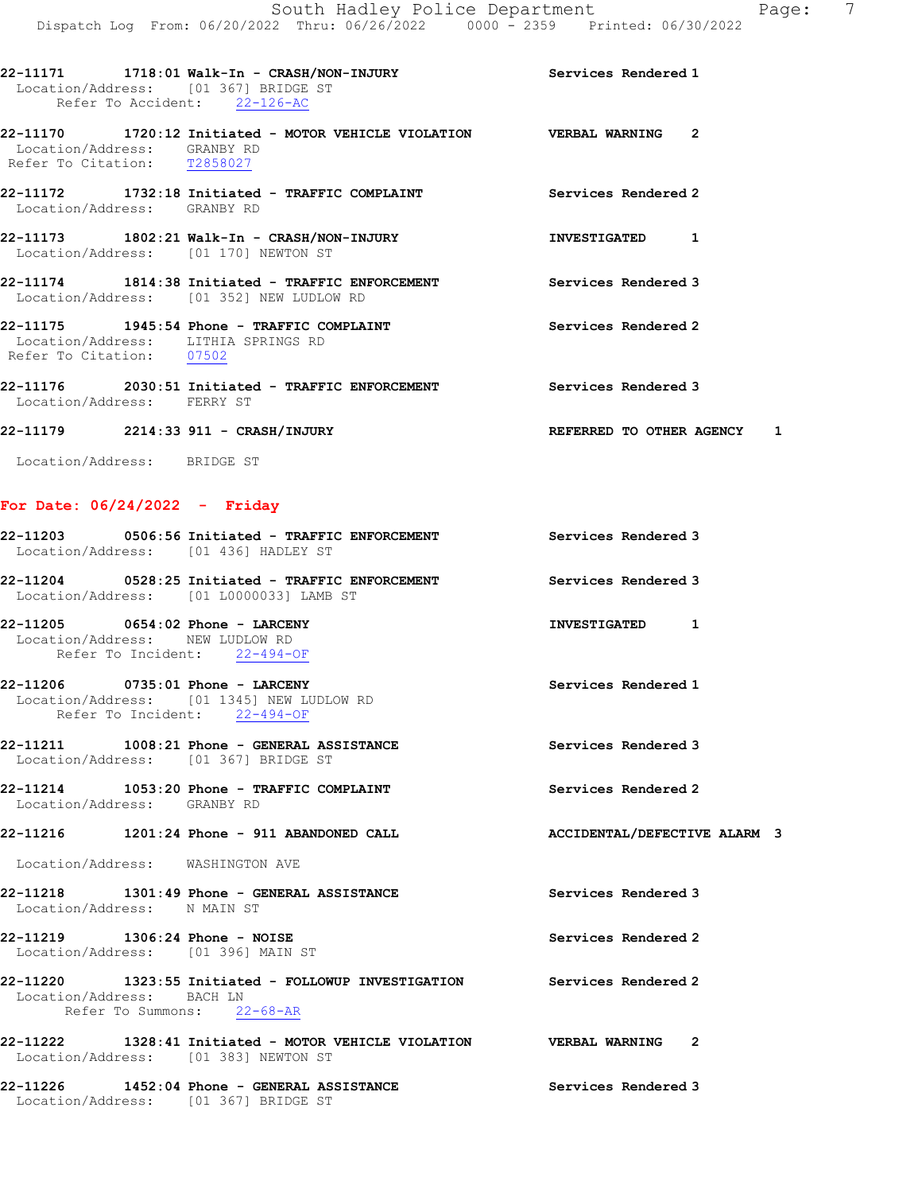22-11171 1718:01 Walk-In - CRASH/NON-INJURY Services Rendered 1
Location/Address: [01 367] BRIDGE ST
Refer To Accident: 22-126-AC

22-11170 1720:12 Initiated - MOTOR VEHICLE VIOLATION VERBAL WARNING 2
Location/Address: GRANBY RD
Refer To Citation: T2858027

22-11172 1732:18 Initiated - TRAFFIC COMPLAINT Services Rendered 2
Location/Address: GRANBY RD

22-11173 1802:21 Walk-In - CRASH/NON-INJURY INVESTIGATED 1
Location/Address: [01 170] NEWTON ST

22-11174 1814:38 Initiated - TRAFFIC ENFORCEMENT Services Rendered 3
Location/Address: [01 352] NEW LUDLOW RD

22-11175 1945:54 Phone - TRAFFIC COMPLAINT Services Rendered 2
Location/Address: LITHIA SPRINGS RD
Refer To Citation: 07502

22-11176 2030:51 Initiated - TRAFFIC ENFORCEMENT Services Rendered 3
Location/Address: FERRY ST

22-11179 2214:33 911 - CRASH/INJURY REFERRED TO OTHER AGENCY 1
Location/Address: BRIDGE ST

## For Date: 06/24/2022 - Friday

22-11203 0506:56 Initiated - TRAFFIC ENFORCEMENT Services Rendered 3
Location/Address: [01 436] HADLEY ST

22-11204 0528:25 Initiated - TRAFFIC ENFORCEMENT Services Rendered 3
Location/Address: [01 L0000033] LAMB ST

22-11205 0654:02 Phone - LARCENY INVESTIGATED 1
Location/Address: NEW LUDLOW RD
Refer To Incident: 22-494-OF

22-11206 0735:01 Phone - LARCENY Services Rendered 1
Location/Address: [01 1345] NEW LUDLOW RD
Refer To Incident: 22-494-OF

22-11211 1008:21 Phone - GENERAL ASSISTANCE Services Rendered 3
Location/Address: [01 367] BRIDGE ST

22-11214 1053:20 Phone - TRAFFIC COMPLAINT Services Rendered 2
Location/Address: GRANBY RD

22-11216 1201:24 Phone - 911 ABANDONED CALL ACCIDENTAL/DEFECTIVE ALARM 3
Location/Address: WASHINGTON AVE

22-11218 1301:49 Phone - GENERAL ASSISTANCE Services Rendered 3
Location/Address: N MAIN ST

22-11219 1306:24 Phone - NOISE Services Rendered 2
Location/Address: [01 396] MAIN ST

22-11220 1323:55 Initiated - FOLLOWUP INVESTIGATION Services Rendered 2
Location/Address: BACH LN
Refer To Summons: 22-68-AR

22-11222 1328:41 Initiated - MOTOR VEHICLE VIOLATION VERBAL WARNING 2
Location/Address: [01 383] NEWTON ST

22-11226 1452:04 Phone - GENERAL ASSISTANCE Services Rendered 3
Location/Address: [01 367] BRIDGE ST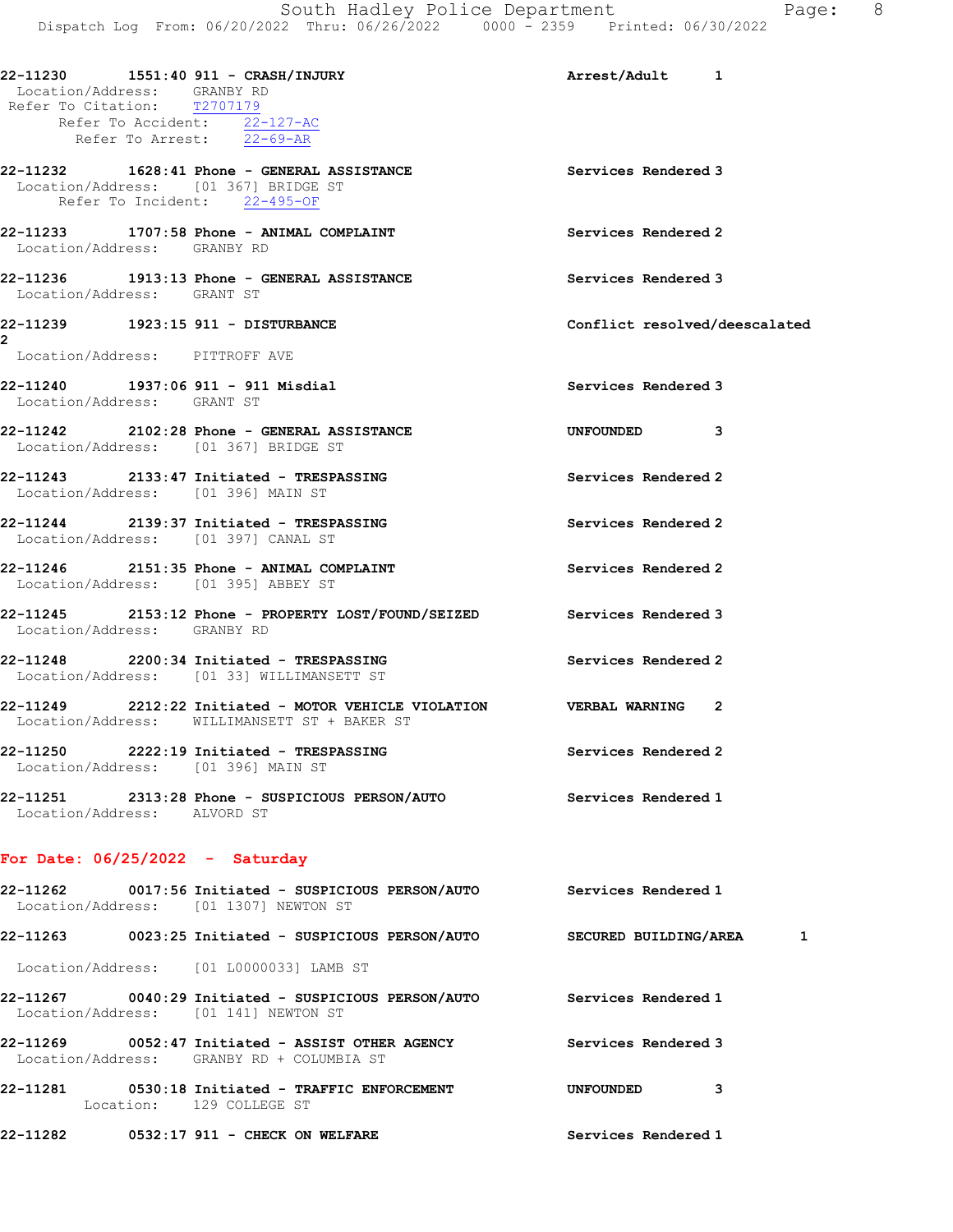22-11230 1551:40 911 - CRASH/INJURY Arrest/Adult 1
Location/Address: GRANBY RD
Refer To Citation: T2707179
Refer To Accident: 22-127-AC
Refer To Arrest: 22-69-AR

22-11232 1628:41 Phone - GENERAL ASSISTANCE Services Rendered 3
Location/Address: [01 367] BRIDGE ST
Refer To Incident: 22-495-OF

22-11233 1707:58 Phone - ANIMAL COMPLAINT Services Rendered 2
Location/Address: GRANBY RD

22-11236 1913:13 Phone - GENERAL ASSISTANCE Services Rendered 3
Location/Address: GRANT ST

22-11239 1923:15 911 - DISTURBANCE Conflict resolved/deescalated 2
Location/Address: PITTROFF AVE

22-11240 1937:06 911 - 911 Misdial Services Rendered 3
Location/Address: GRANT ST

22-11242 2102:28 Phone - GENERAL ASSISTANCE UNFOUNDED 3
Location/Address: [01 367] BRIDGE ST

22-11243 2133:47 Initiated - TRESPASSING Services Rendered 2
Location/Address: [01 396] MAIN ST

22-11244 2139:37 Initiated - TRESPASSING Services Rendered 2
Location/Address: [01 397] CANAL ST

22-11246 2151:35 Phone - ANIMAL COMPLAINT Services Rendered 2
Location/Address: [01 395] ABBEY ST

22-11245 2153:12 Phone - PROPERTY LOST/FOUND/SEIZED Services Rendered 3
Location/Address: GRANBY RD

22-11248 2200:34 Initiated - TRESPASSING Services Rendered 2
Location/Address: [01 33] WILLIMANSETT ST

22-11249 2212:22 Initiated - MOTOR VEHICLE VIOLATION VERBAL WARNING 2
Location/Address: WILLIMANSETT ST + BAKER ST

22-11250 2222:19 Initiated - TRESPASSING Services Rendered 2
Location/Address: [01 396] MAIN ST

22-11251 2313:28 Phone - SUSPICIOUS PERSON/AUTO Services Rendered 1
Location/Address: ALVORD ST

## For Date: 06/25/2022 - Saturday

22-11262 0017:56 Initiated - SUSPICIOUS PERSON/AUTO Services Rendered 1
Location/Address: [01 1307] NEWTON ST

22-11263 0023:25 Initiated - SUSPICIOUS PERSON/AUTO SECURED BUILDING/AREA 1
Location/Address: [01 L0000033] LAMB ST

22-11267 0040:29 Initiated - SUSPICIOUS PERSON/AUTO Services Rendered 1
Location/Address: [01 141] NEWTON ST

22-11269 0052:47 Initiated - ASSIST OTHER AGENCY Services Rendered 3
Location/Address: GRANBY RD + COLUMBIA ST

22-11281 0530:18 Initiated - TRAFFIC ENFORCEMENT UNFOUNDED 3
Location: 129 COLLEGE ST

22-11282 0532:17 911 - CHECK ON WELFARE Services Rendered 1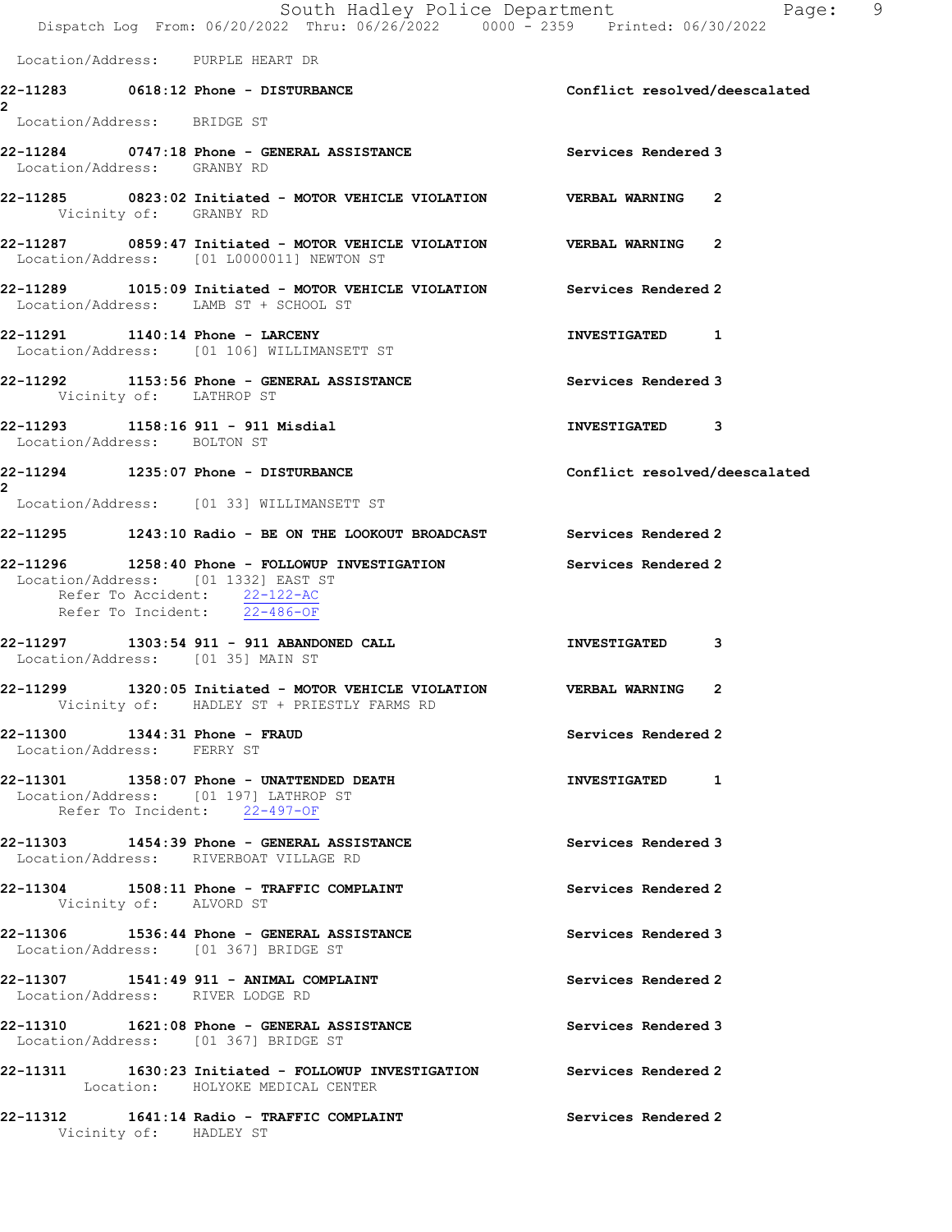Location/Address: PURPLE HEART DR

**22-11283 0618:12 Phone - DISTURBANCE** **Conflict resolved/deescalated 2**
Location/Address: BRIDGE ST

**22-11284 0747:18 Phone - GENERAL ASSISTANCE** **Services Rendered 3**
Location/Address: GRANBY RD

**22-11285 0823:02 Initiated - MOTOR VEHICLE VIOLATION** **VERBAL WARNING 2**
Vicinity of: GRANBY RD

**22-11287 0859:47 Initiated - MOTOR VEHICLE VIOLATION** **VERBAL WARNING 2**
Location/Address: [01 L0000011] NEWTON ST

**22-11289 1015:09 Initiated - MOTOR VEHICLE VIOLATION** **Services Rendered 2**
Location/Address: LAMB ST + SCHOOL ST

**22-11291 1140:14 Phone - LARCENY** **INVESTIGATED 1**
Location/Address: [01 106] WILLIMANSETT ST

**22-11292 1153:56 Phone - GENERAL ASSISTANCE** **Services Rendered 3**
Vicinity of: LATHROP ST

**22-11293 1158:16 911 - 911 Misdial** **INVESTIGATED 3**
Location/Address: BOLTON ST

**22-11294 1235:07 Phone - DISTURBANCE** **Conflict resolved/deescalated 2**
Location/Address: [01 33] WILLIMANSETT ST

**22-11295 1243:10 Radio - BE ON THE LOOKOUT BROADCAST** **Services Rendered 2**

**22-11296 1258:40 Phone - FOLLOWUP INVESTIGATION** **Services Rendered 2**
Location/Address: [01 1332] EAST ST
Refer To Accident: 22-122-AC
Refer To Incident: 22-486-OF

**22-11297 1303:54 911 - 911 ABANDONED CALL** **INVESTIGATED 3**
Location/Address: [01 35] MAIN ST

**22-11299 1320:05 Initiated - MOTOR VEHICLE VIOLATION** **VERBAL WARNING 2**
Vicinity of: HADLEY ST + PRIESTLY FARMS RD

**22-11300 1344:31 Phone - FRAUD** **Services Rendered 2**
Location/Address: FERRY ST

**22-11301 1358:07 Phone - UNATTENDED DEATH** **INVESTIGATED 1**
Location/Address: [01 197] LATHROP ST
Refer To Incident: 22-497-OF

**22-11303 1454:39 Phone - GENERAL ASSISTANCE** **Services Rendered 3**
Location/Address: RIVERBOAT VILLAGE RD

**22-11304 1508:11 Phone - TRAFFIC COMPLAINT** **Services Rendered 2**
Vicinity of: ALVORD ST

**22-11306 1536:44 Phone - GENERAL ASSISTANCE** **Services Rendered 3**
Location/Address: [01 367] BRIDGE ST

**22-11307 1541:49 911 - ANIMAL COMPLAINT** **Services Rendered 2**
Location/Address: RIVER LODGE RD

**22-11310 1621:08 Phone - GENERAL ASSISTANCE** **Services Rendered 3**
Location/Address: [01 367] BRIDGE ST

**22-11311 1630:23 Initiated - FOLLOWUP INVESTIGATION** **Services Rendered 2**
Location: HOLYOKE MEDICAL CENTER

**22-11312 1641:14 Radio - TRAFFIC COMPLAINT** **Services Rendered 2**
Vicinity of: HADLEY ST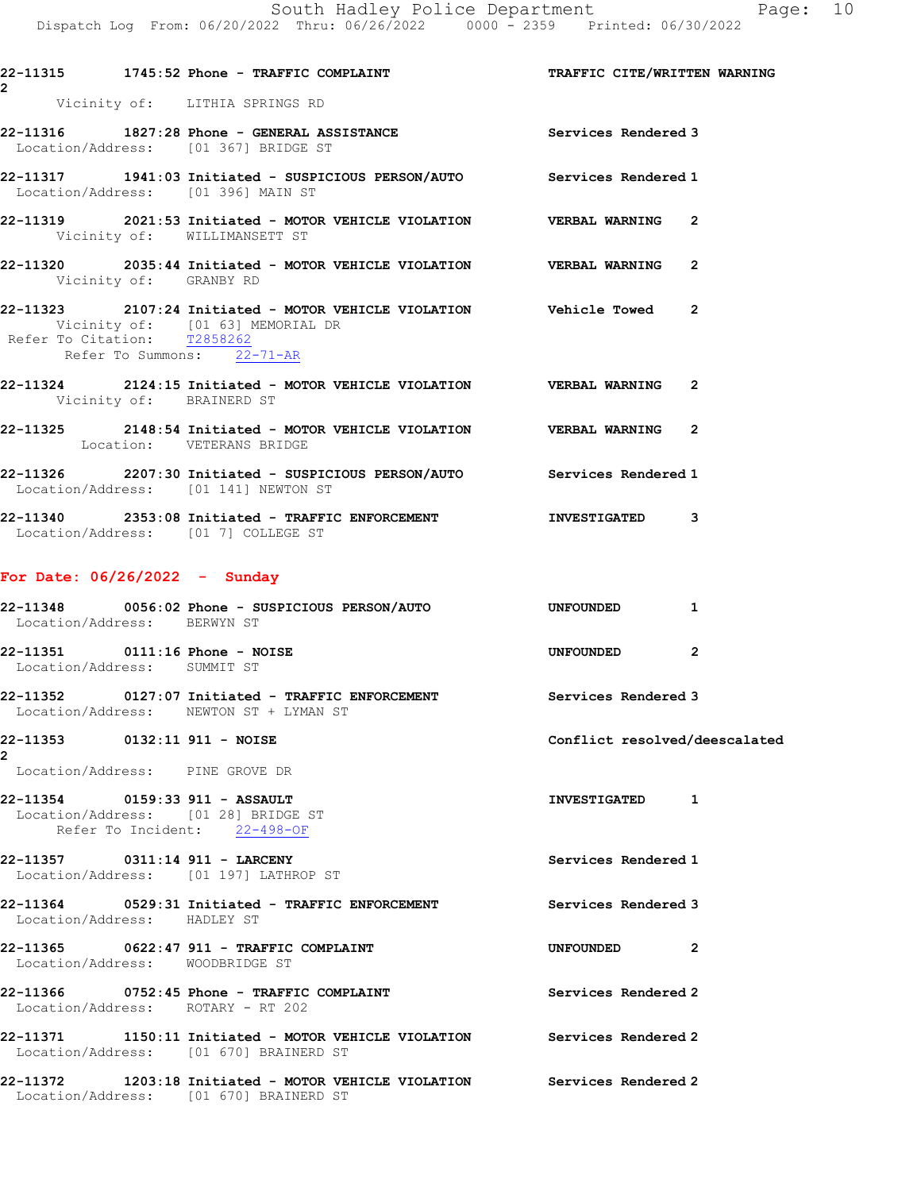**22-11315** 1745:52 Phone - **TRAFFIC COMPLAINT** — TRAFFIC CITE/WRITTEN WARNING 2
Vicinity of: LITHIA SPRINGS RD

**22-11316** 1827:28 Phone - **GENERAL ASSISTANCE** — Services Rendered 3
Location/Address: [01 367] BRIDGE ST

**22-11317** 1941:03 Initiated - **SUSPICIOUS PERSON/AUTO** — Services Rendered 1
Location/Address: [01 396] MAIN ST

**22-11319** 2021:53 Initiated - **MOTOR VEHICLE VIOLATION** — VERBAL WARNING 2
Vicinity of: WILLIMANSETT ST

**22-11320** 2035:44 Initiated - **MOTOR VEHICLE VIOLATION** — VERBAL WARNING 2
Vicinity of: GRANBY RD

**22-11323** 2107:24 Initiated - **MOTOR VEHICLE VIOLATION** — Vehicle Towed 2
Vicinity of: [01 63] MEMORIAL DR
Refer To Citation: T2858262
Refer To Summons: 22-71-AR

**22-11324** 2124:15 Initiated - **MOTOR VEHICLE VIOLATION** — VERBAL WARNING 2
Vicinity of: BRAINERD ST

**22-11325** 2148:54 Initiated - **MOTOR VEHICLE VIOLATION** — VERBAL WARNING 2
Location: VETERANS BRIDGE

**22-11326** 2207:30 Initiated - **SUSPICIOUS PERSON/AUTO** — Services Rendered 1
Location/Address: [01 141] NEWTON ST

**22-11340** 2353:08 Initiated - **TRAFFIC ENFORCEMENT** — INVESTIGATED 3
Location/Address: [01 7] COLLEGE ST

## For Date: 06/26/2022 - Sunday

**22-11348** 0056:02 Phone - **SUSPICIOUS PERSON/AUTO** — UNFOUNDED 1
Location/Address: BERWYN ST

**22-11351** 0111:16 Phone - **NOISE** — UNFOUNDED 2
Location/Address: SUMMIT ST

**22-11352** 0127:07 Initiated - **TRAFFIC ENFORCEMENT** — Services Rendered 3
Location/Address: NEWTON ST + LYMAN ST

**22-11353** 0132:11 911 - **NOISE** — Conflict resolved/deescalated 2
Location/Address: PINE GROVE DR

**22-11354** 0159:33 911 - **ASSAULT** — INVESTIGATED 1
Location/Address: [01 28] BRIDGE ST
Refer To Incident: 22-498-OF

**22-11357** 0311:14 911 - **LARCENY** — Services Rendered 1
Location/Address: [01 197] LATHROP ST

**22-11364** 0529:31 Initiated - **TRAFFIC ENFORCEMENT** — Services Rendered 3
Location/Address: HADLEY ST

**22-11365** 0622:47 911 - **TRAFFIC COMPLAINT** — UNFOUNDED 2
Location/Address: WOODBRIDGE ST

**22-11366** 0752:45 Phone - **TRAFFIC COMPLAINT** — Services Rendered 2
Location/Address: ROTARY - RT 202

**22-11371** 1150:11 Initiated - **MOTOR VEHICLE VIOLATION** — Services Rendered 2
Location/Address: [01 670] BRAINERD ST

**22-11372** 1203:18 Initiated - **MOTOR VEHICLE VIOLATION** — Services Rendered 2
Location/Address: [01 670] BRAINERD ST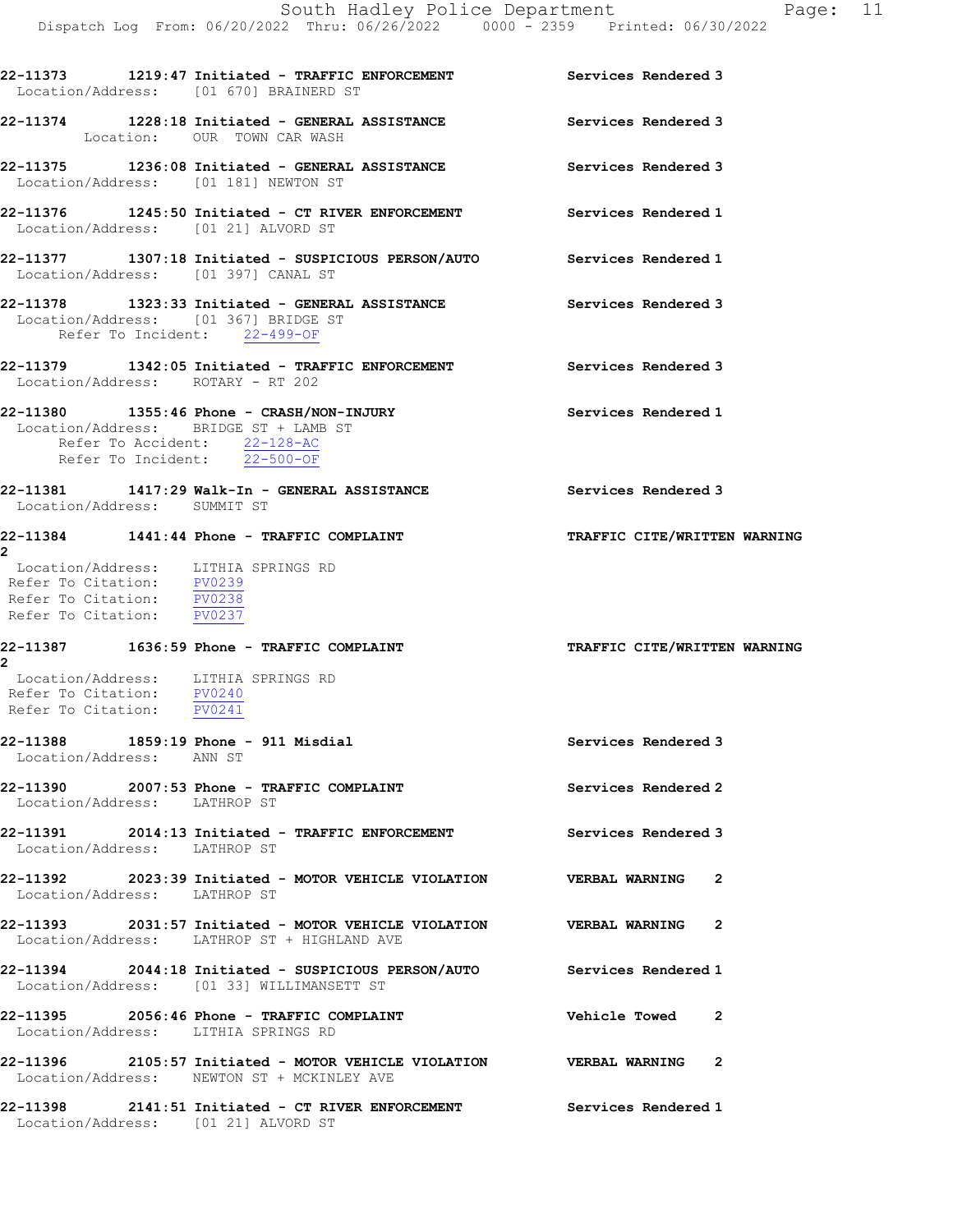**22-11373 1219:47 Initiated - TRAFFIC ENFORCEMENT** Services Rendered 3
Location/Address: [01 670] BRAINERD ST

**22-11374 1228:18 Initiated - GENERAL ASSISTANCE** Services Rendered 3
Location: OUR TOWN CAR WASH

**22-11375 1236:08 Initiated - GENERAL ASSISTANCE** Services Rendered 3
Location/Address: [01 181] NEWTON ST

**22-11376 1245:50 Initiated - CT RIVER ENFORCEMENT** Services Rendered 1
Location/Address: [01 21] ALVORD ST

**22-11377 1307:18 Initiated - SUSPICIOUS PERSON/AUTO** Services Rendered 1
Location/Address: [01 397] CANAL ST

**22-11378 1323:33 Initiated - GENERAL ASSISTANCE** Services Rendered 3
Location/Address: [01 367] BRIDGE ST
Refer To Incident: 22-499-OF

**22-11379 1342:05 Initiated - TRAFFIC ENFORCEMENT** Services Rendered 3
Location/Address: ROTARY - RT 202

**22-11380 1355:46 Phone - CRASH/NON-INJURY** Services Rendered 1
Location/Address: BRIDGE ST + LAMB ST
Refer To Accident: 22-128-AC
Refer To Incident: 22-500-OF

**22-11381 1417:29 Walk-In - GENERAL ASSISTANCE** Services Rendered 3
Location/Address: SUMMIT ST

**22-11384 1441:44 Phone - TRAFFIC COMPLAINT** TRAFFIC CITE/WRITTEN WARNING 2
Location/Address: LITHIA SPRINGS RD
Refer To Citation: PV0239
Refer To Citation: PV0238
Refer To Citation: PV0237

**22-11387 1636:59 Phone - TRAFFIC COMPLAINT** TRAFFIC CITE/WRITTEN WARNING 2
Location/Address: LITHIA SPRINGS RD
Refer To Citation: PV0240
Refer To Citation: PV0241

**22-11388 1859:19 Phone - 911 Misdial** Services Rendered 3
Location/Address: ANN ST

**22-11390 2007:53 Phone - TRAFFIC COMPLAINT** Services Rendered 2
Location/Address: LATHROP ST

**22-11391 2014:13 Initiated - TRAFFIC ENFORCEMENT** Services Rendered 3
Location/Address: LATHROP ST

**22-11392 2023:39 Initiated - MOTOR VEHICLE VIOLATION** VERBAL WARNING 2
Location/Address: LATHROP ST

**22-11393 2031:57 Initiated - MOTOR VEHICLE VIOLATION** VERBAL WARNING 2
Location/Address: LATHROP ST + HIGHLAND AVE

**22-11394 2044:18 Initiated - SUSPICIOUS PERSON/AUTO** Services Rendered 1
Location/Address: [01 33] WILLIMANSETT ST

**22-11395 2056:46 Phone - TRAFFIC COMPLAINT** Vehicle Towed 2
Location/Address: LITHIA SPRINGS RD

**22-11396 2105:57 Initiated - MOTOR VEHICLE VIOLATION** VERBAL WARNING 2
Location/Address: NEWTON ST + MCKINLEY AVE

**22-11398 2141:51 Initiated - CT RIVER ENFORCEMENT** Services Rendered 1
Location/Address: [01 21] ALVORD ST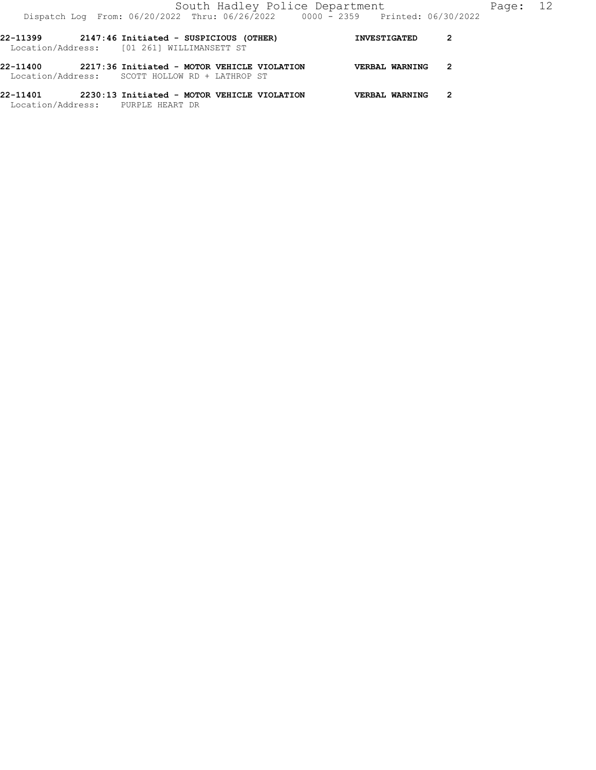**22-11399 2147:46 Initiated - SUSPICIOUS (OTHER) INVESTIGATED 2**
Location/Address: [01 261] WILLIMANSETT ST

**22-11400 2217:36 Initiated - MOTOR VEHICLE VIOLATION VERBAL WARNING 2**
Location/Address: SCOTT HOLLOW RD + LATHROP ST

**22-11401 2230:13 Initiated - MOTOR VEHICLE VIOLATION VERBAL WARNING 2**
Location/Address: PURPLE HEART DR